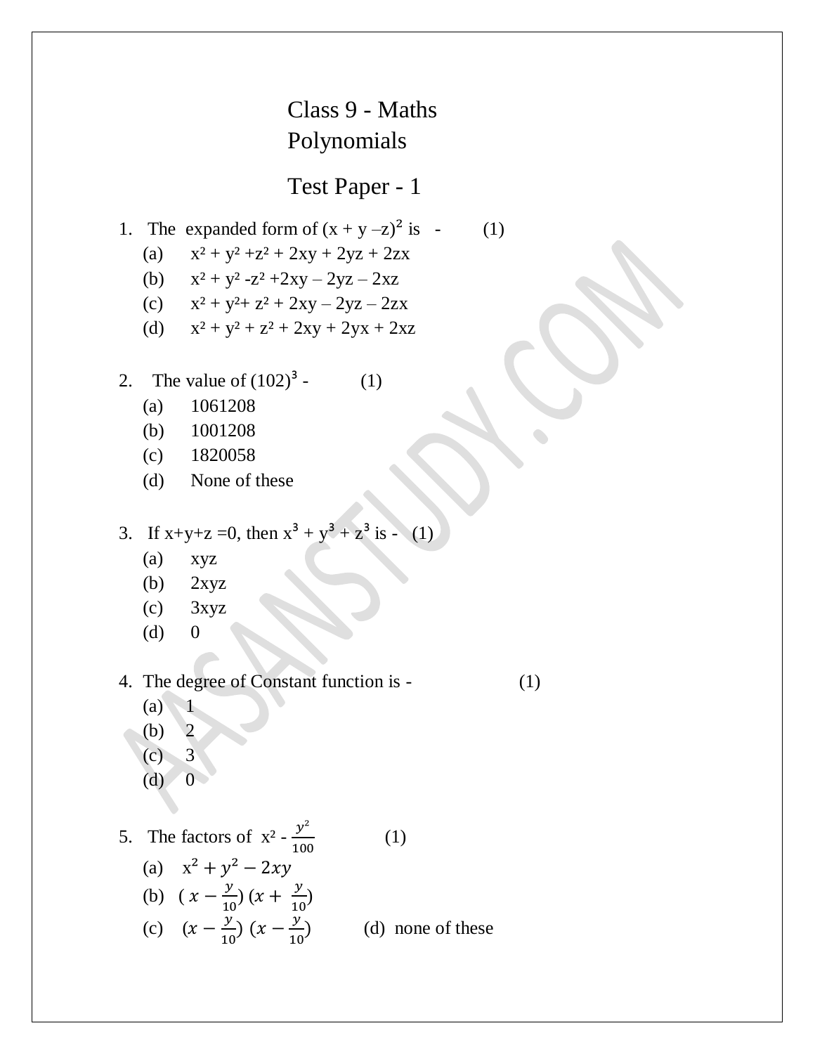# Class 9 - Maths
# Polynomials

## Test Paper - 1

1. The expanded form of $(x + y - z)^2$ is - (1)
   (a) $x^2 + y^2 + z^2 + 2xy + 2yz + 2zx$
   (b) $x^2 + y^2 - z^2 + 2xy - 2yz - 2xz$
   (c) $x^2 + y^2 + z^2 + 2xy - 2yz - 2zx$
   (d) $x^2 + y^2 + z^2 + 2xy + 2yx + 2xz$

2. The value of $(102)^3$ - (1)
   (a) 1061208
   (b) 1001208
   (c) 1820058
   (d) None of these

3. If $x+y+z=0$, then $x^3 + y^3 + z^3$ is - (1)
   (a) xyz
   (b) 2xyz
   (c) 3xyz
   (d) 0

4. The degree of Constant function is - (1)
   (a) 1
   (b) 2
   (c) 3
   (d) 0

5. The factors of $x^2 - \frac{y^2}{100}$ (1)
   (a) $x^2 + y^2 - 2xy$
   (b) $\left(x - \frac{y}{10}\right)\left(x + \frac{y}{10}\right)$
   (c) $\left(x - \frac{y}{10}\right)\left(x - \frac{y}{10}\right)$ (d) none of these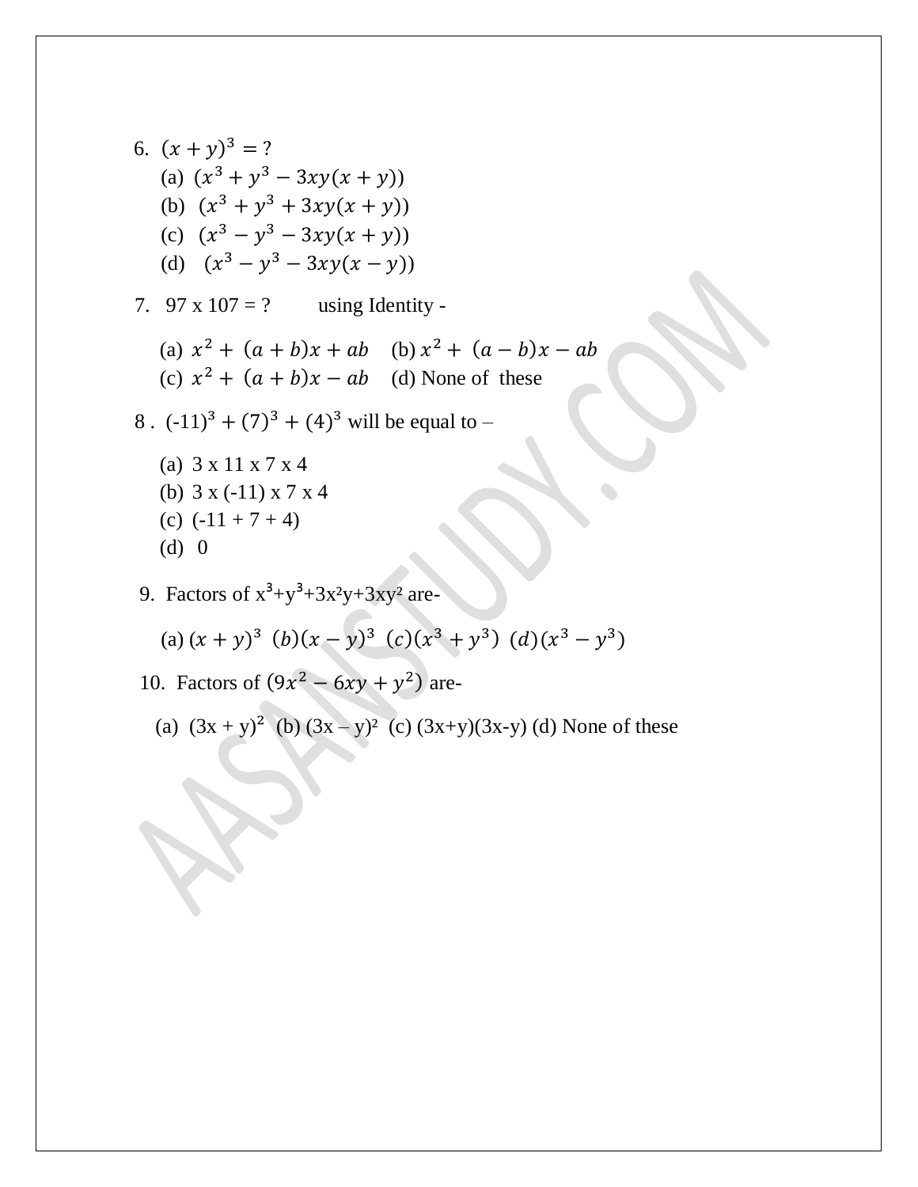6. $(x+y)^3 = ?$

   (a) $(x^3 + y^3 - 3xy(x+y))$

   (b) $(x^3 + y^3 + 3xy(x+y))$

   (c) $(x^3 - y^3 - 3xy(x+y))$

   (d) $(x^3 - y^3 - 3xy(x-y))$

7. 97 x 107 = ? using Identity -

   (a) $x^2 + (a+b)x + ab$ (b) $x^2 + (a-b)x - ab$

   (c) $x^2 + (a+b)x - ab$ (d) None of these

8 . $(-11)^3 + (7)^3 + (4)^3$ will be equal to –

   (a) 3 x 11 x 7 x 4

   (b) 3 x (-11) x 7 x 4

   (c) (-11 + 7 + 4)

   (d) 0

9. Factors of $x^3+y^3+3x^2y+3xy^2$ are-

   (a) $(x+y)^3$ (b) $(x-y)^3$ (c) $(x^3+y^3)$ (d) $(x^3-y^3)$

10. Factors of $(9x^2 - 6xy + y^2)$ are-

   (a) $(3x + y)^2$ (b) $(3x - y)^2$ (c) $(3x+y)(3x-y)$ (d) None of these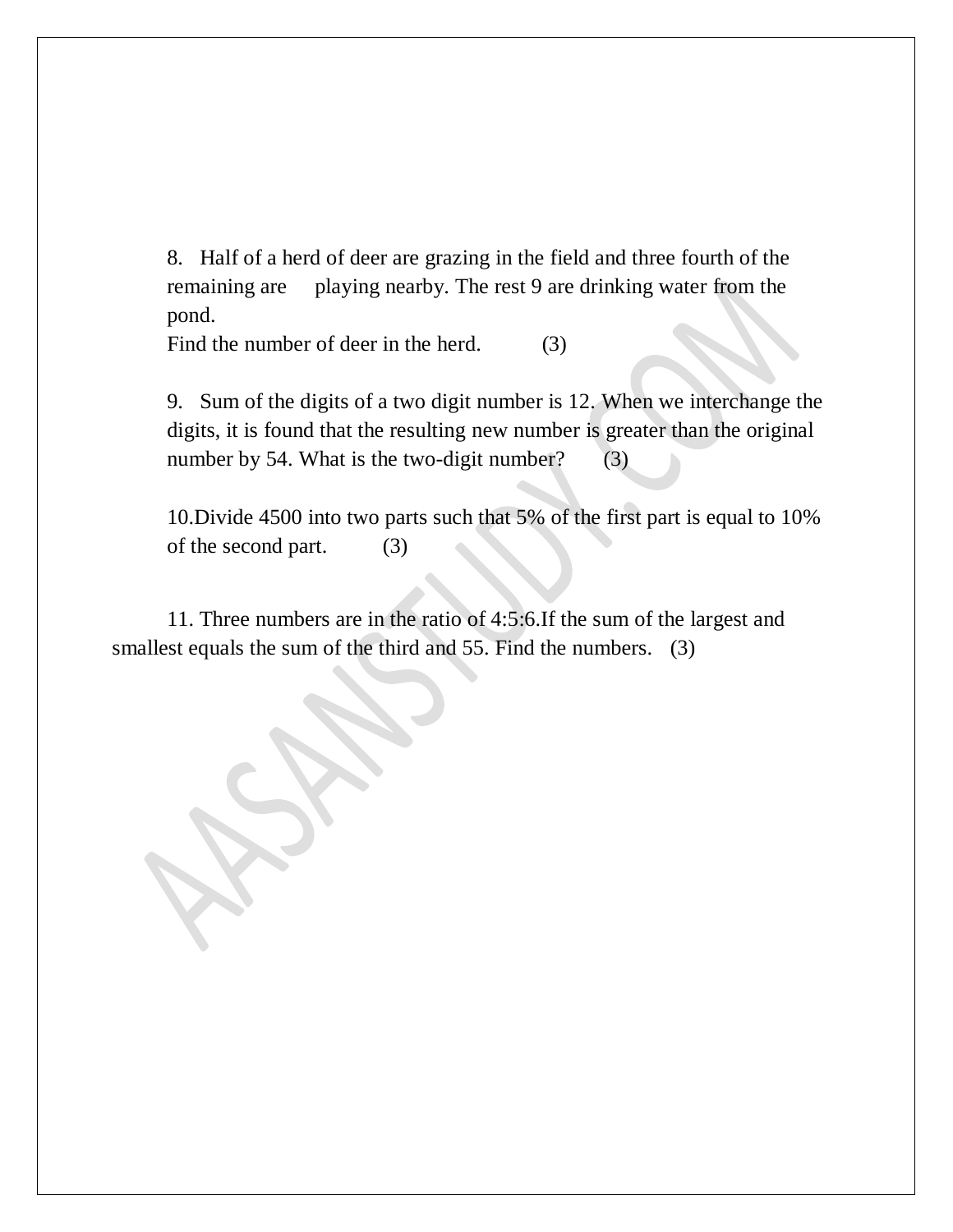8. Half of a herd of deer are grazing in the field and three fourth of the remaining are playing nearby. The rest 9 are drinking water from the pond.
Find the number of deer in the herd. (3)

9. Sum of the digits of a two digit number is 12. When we interchange the digits, it is found that the resulting new number is greater than the original number by 54. What is the two-digit number? (3)

10. Divide 4500 into two parts such that 5% of the first part is equal to 10% of the second part. (3)

11. Three numbers are in the ratio of 4:5:6. If the sum of the largest and smallest equals the sum of the third and 55. Find the numbers. (3)